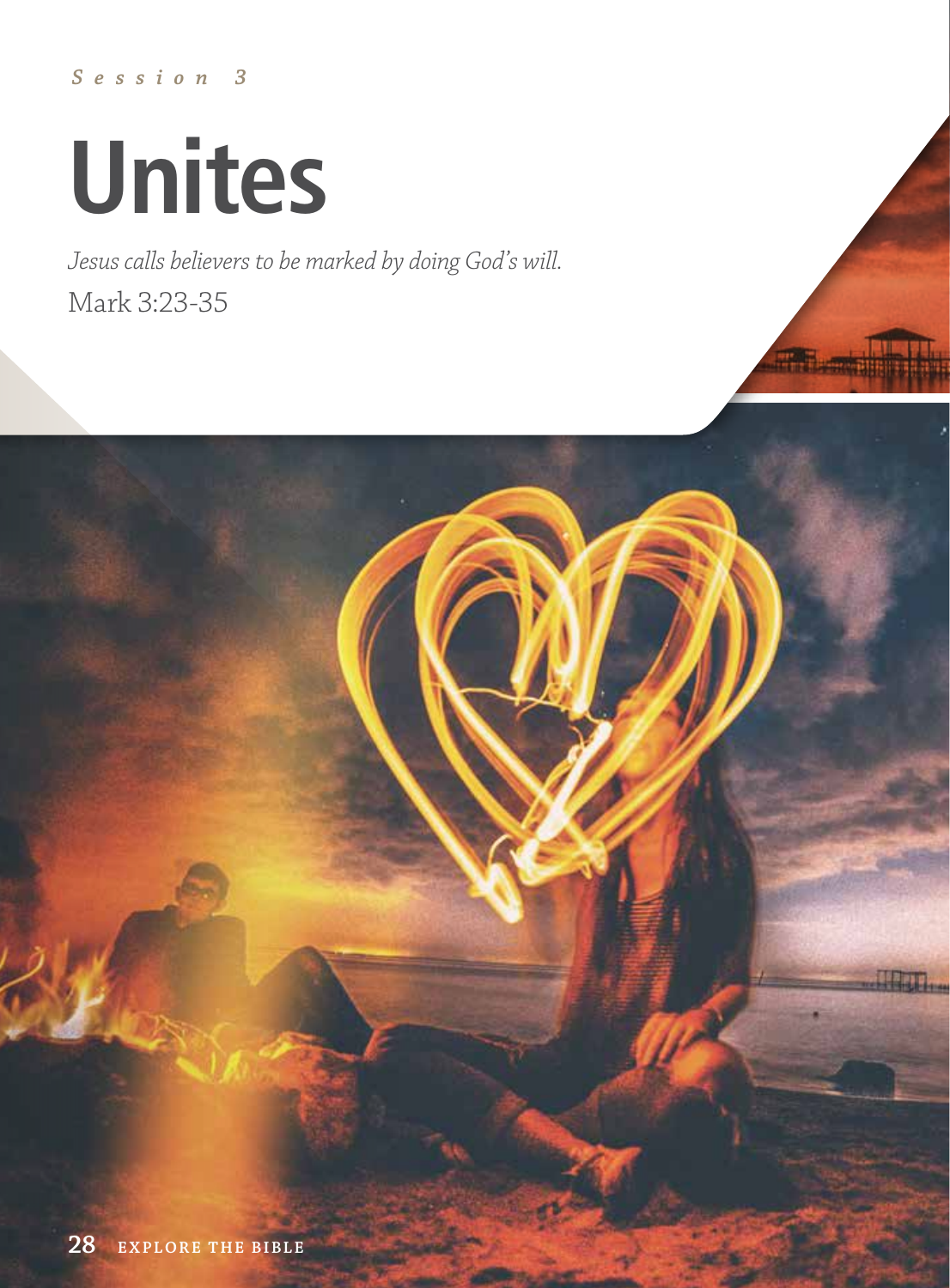*Session 3*

# Unites

*Jesus calls believers to be marked by doing God's will.*

Mark 3:23-35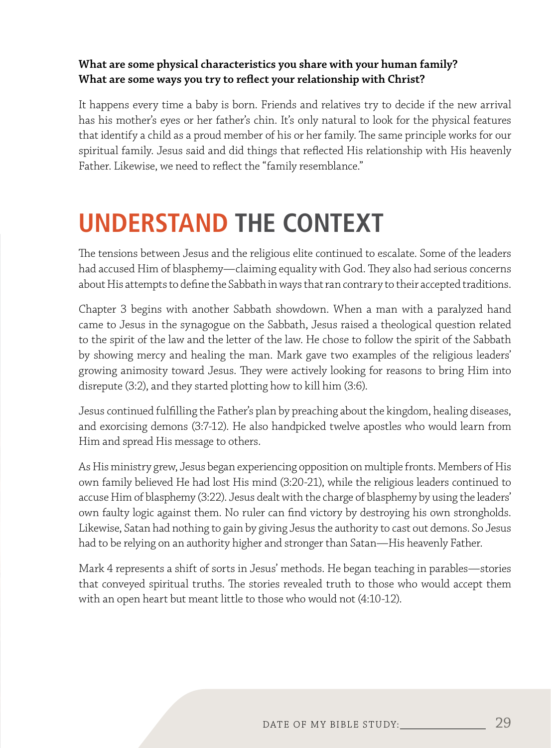**What are some physical characteristics you share with your human family? What are some ways you try to reflect your relationship with Christ?**

It happens every time a baby is born. Friends and relatives try to decide if the new arrival has his mother's eyes or her father's chin. It's only natural to look for the physical features that identify a child as a proud member of his or her family. The same principle works for our spiritual family. Jesus said and did things that reflected His relationship with His heavenly Father. Likewise, we need to reflect the "family resemblance."

# UNDERSTAND THE CONTEXT

The tensions between Jesus and the religious elite continued to escalate. Some of the leaders had accused Him of blasphemy—claiming equality with God. They also had serious concerns about His attempts to define the Sabbath in ways that ran contrary to their accepted traditions.

Chapter 3 begins with another Sabbath showdown. When a man with a paralyzed hand came to Jesus in the synagogue on the Sabbath, Jesus raised a theological question related to the spirit of the law and the letter of the law. He chose to follow the spirit of the Sabbath by showing mercy and healing the man. Mark gave two examples of the religious leaders' growing animosity toward Jesus. They were actively looking for reasons to bring Him into disrepute (3:2), and they started plotting how to kill him (3:6).

Jesus continued fulfilling the Father's plan by preaching about the kingdom, healing diseases, and exorcising demons (3:7-12). He also handpicked twelve apostles who would learn from Him and spread His message to others.

As His ministry grew, Jesus began experiencing opposition on multiple fronts. Members of His own family believed He had lost His mind (3:20-21), while the religious leaders continued to accuse Him of blasphemy (3:22). Jesus dealt with the charge of blasphemy by using the leaders' own faulty logic against them. No ruler can find victory by destroying his own strongholds. Likewise, Satan had nothing to gain by giving Jesus the authority to cast out demons. So Jesus had to be relying on an authority higher and stronger than Satan—His heavenly Father.

Mark 4 represents a shift of sorts in Jesus' methods. He began teaching in parables—stories that conveyed spiritual truths. The stories revealed truth to those who would accept them with an open heart but meant little to those who would not (4:10-12).

DATE OF MY BIBLE STUDY: _______________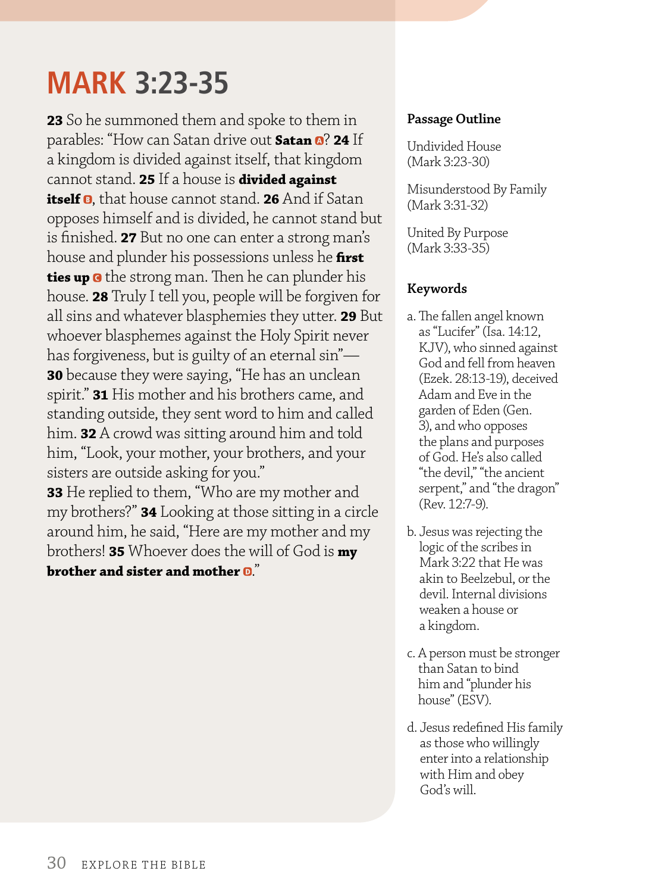# MARK 3:23-35

**23** So he summoned them and spoke to them in parables: "How can Satan drive out **Satan** [a]? **24** If a kingdom is divided against itself, that kingdom cannot stand. **25** If a house is **divided against itself** [b], that house cannot stand. **26** And if Satan opposes himself and is divided, he cannot stand but is finished. **27** But no one can enter a strong man's house and plunder his possessions unless he **first ties up** [c] the strong man. Then he can plunder his house. **28** Truly I tell you, people will be forgiven for all sins and whatever blasphemies they utter. **29** But whoever blasphemes against the Holy Spirit never has forgiveness, but is guilty of an eternal sin"— **30** because they were saying, "He has an unclean spirit." **31** His mother and his brothers came, and standing outside, they sent word to him and called him. **32** A crowd was sitting around him and told him, "Look, your mother, your brothers, and your sisters are outside asking for you."
**33** He replied to them, "Who are my mother and my brothers?" **34** Looking at those sitting in a circle around him, he said, "Here are my mother and my brothers! **35** Whoever does the will of God is **my brother and sister and mother** [d]."

### Passage Outline

Undivided House
(Mark 3:23-30)

Misunderstood By Family
(Mark 3:31-32)

United By Purpose
(Mark 3:33-35)

### Keywords

a. The fallen angel known as "Lucifer" (Isa. 14:12, KJV), who sinned against God and fell from heaven (Ezek. 28:13-19), deceived Adam and Eve in the garden of Eden (Gen. 3), and who opposes the plans and purposes of God. He's also called "the devil," "the ancient serpent," and "the dragon" (Rev. 12:7-9).

b. Jesus was rejecting the logic of the scribes in Mark 3:22 that He was akin to Beelzebul, or the devil. Internal divisions weaken a house or a kingdom.

c. A person must be stronger than Satan to bind him and "plunder his house" (ESV).

d. Jesus redefined His family as those who willingly enter into a relationship with Him and obey God's will.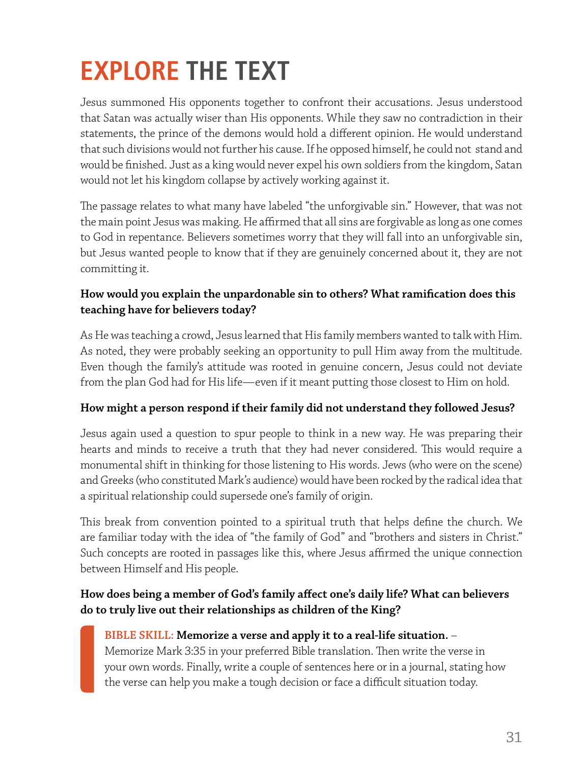# EXPLORE THE TEXT

Jesus summoned His opponents together to confront their accusations. Jesus understood that Satan was actually wiser than His opponents. While they saw no contradiction in their statements, the prince of the demons would hold a different opinion. He would understand that such divisions would not further his cause. If he opposed himself, he could not stand and would be finished. Just as a king would never expel his own soldiers from the kingdom, Satan would not let his kingdom collapse by actively working against it.

The passage relates to what many have labeled "the unforgivable sin." However, that was not the main point Jesus was making. He affirmed that all sins are forgivable as long as one comes to God in repentance. Believers sometimes worry that they will fall into an unforgivable sin, but Jesus wanted people to know that if they are genuinely concerned about it, they are not committing it.

**How would you explain the unpardonable sin to others? What ramification does this teaching have for believers today?**

As He was teaching a crowd, Jesus learned that His family members wanted to talk with Him. As noted, they were probably seeking an opportunity to pull Him away from the multitude. Even though the family's attitude was rooted in genuine concern, Jesus could not deviate from the plan God had for His life—even if it meant putting those closest to Him on hold.

**How might a person respond if their family did not understand they followed Jesus?**

Jesus again used a question to spur people to think in a new way. He was preparing their hearts and minds to receive a truth that they had never considered. This would require a monumental shift in thinking for those listening to His words. Jews (who were on the scene) and Greeks (who constituted Mark's audience) would have been rocked by the radical idea that a spiritual relationship could supersede one's family of origin.

This break from convention pointed to a spiritual truth that helps define the church. We are familiar today with the idea of "the family of God" and "brothers and sisters in Christ." Such concepts are rooted in passages like this, where Jesus affirmed the unique connection between Himself and His people.

**How does being a member of God's family affect one's daily life? What can believers do to truly live out their relationships as children of the King?**

> **BIBLE SKILL: Memorize a verse and apply it to a real-life situation.** – Memorize Mark 3:35 in your preferred Bible translation. Then write the verse in your own words. Finally, write a couple of sentences here or in a journal, stating how the verse can help you make a tough decision or face a difficult situation today.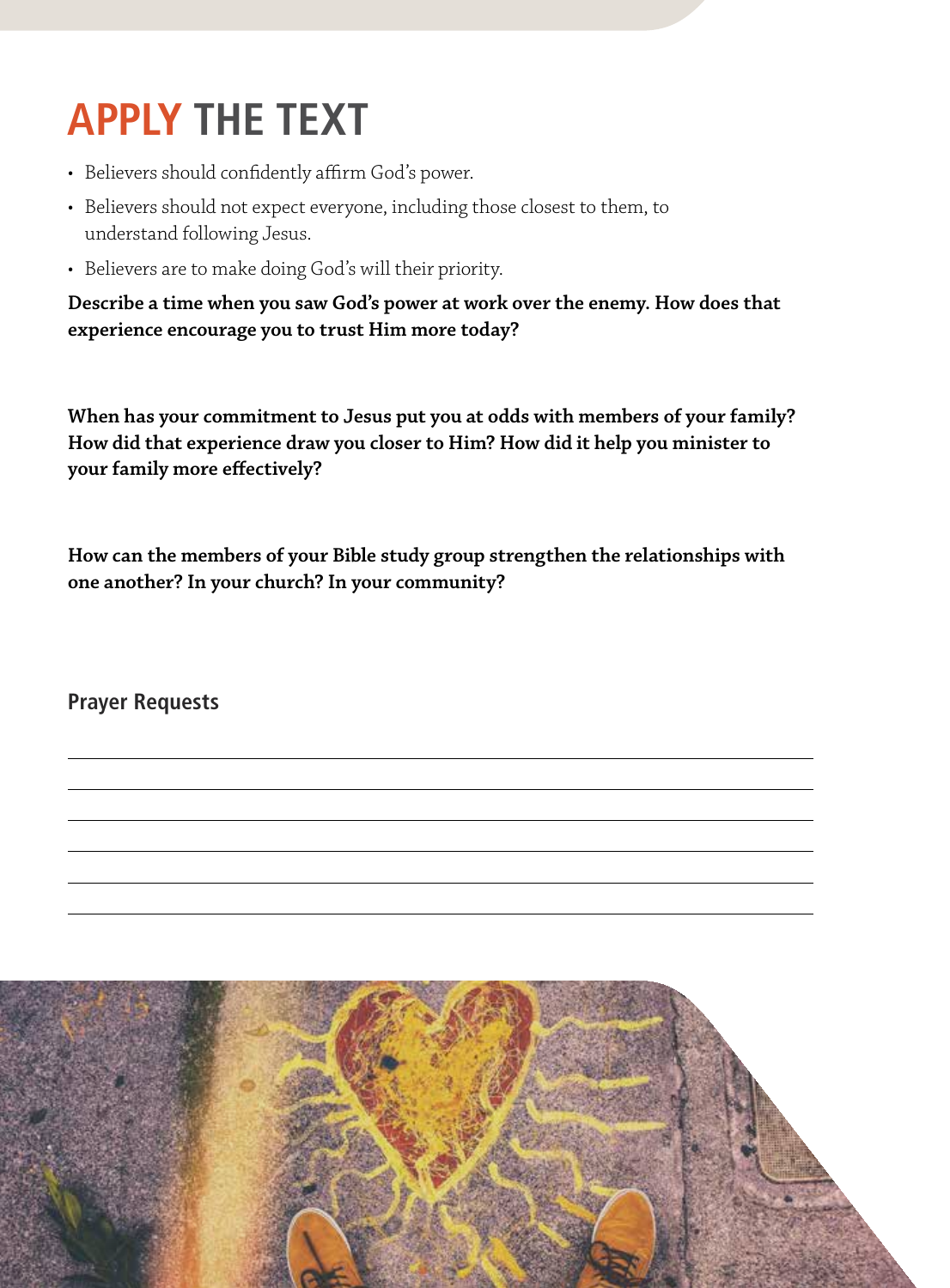# APPLY THE TEXT

- Believers should confidently affirm God's power.
- Believers should not expect everyone, including those closest to them, to understand following Jesus.
- Believers are to make doing God's will their priority.

**Describe a time when you saw God's power at work over the enemy. How does that experience encourage you to trust Him more today?**

**When has your commitment to Jesus put you at odds with members of your family? How did that experience draw you closer to Him? How did it help you minister to your family more effectively?**

**How can the members of your Bible study group strengthen the relationships with one another? In your church? In your community?**

## Prayer Requests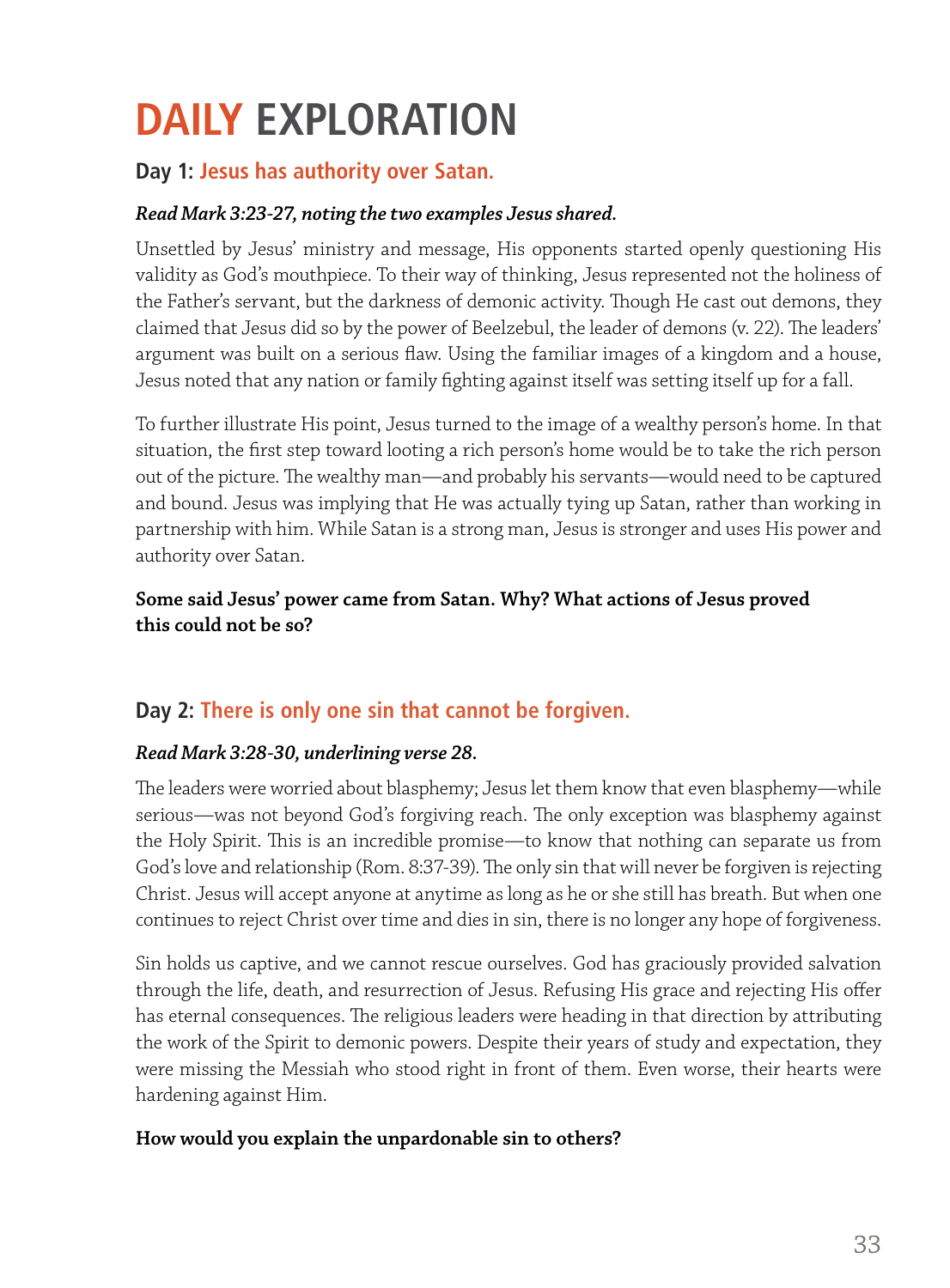# DAILY EXPLORATION

## Day 1: Jesus has authority over Satan.

***Read Mark 3:23-27, noting the two examples Jesus shared.***

Unsettled by Jesus' ministry and message, His opponents started openly questioning His validity as God's mouthpiece. To their way of thinking, Jesus represented not the holiness of the Father's servant, but the darkness of demonic activity. Though He cast out demons, they claimed that Jesus did so by the power of Beelzebul, the leader of demons (v. 22). The leaders' argument was built on a serious flaw. Using the familiar images of a kingdom and a house, Jesus noted that any nation or family fighting against itself was setting itself up for a fall.

To further illustrate His point, Jesus turned to the image of a wealthy person's home. In that situation, the first step toward looting a rich person's home would be to take the rich person out of the picture. The wealthy man—and probably his servants—would need to be captured and bound. Jesus was implying that He was actually tying up Satan, rather than working in partnership with him. While Satan is a strong man, Jesus is stronger and uses His power and authority over Satan.

**Some said Jesus' power came from Satan. Why? What actions of Jesus proved this could not be so?**

## Day 2: There is only one sin that cannot be forgiven.

***Read Mark 3:28-30, underlining verse 28.***

The leaders were worried about blasphemy; Jesus let them know that even blasphemy—while serious—was not beyond God's forgiving reach. The only exception was blasphemy against the Holy Spirit. This is an incredible promise—to know that nothing can separate us from God's love and relationship (Rom. 8:37-39). The only sin that will never be forgiven is rejecting Christ. Jesus will accept anyone at anytime as long as he or she still has breath. But when one continues to reject Christ over time and dies in sin, there is no longer any hope of forgiveness.

Sin holds us captive, and we cannot rescue ourselves. God has graciously provided salvation through the life, death, and resurrection of Jesus. Refusing His grace and rejecting His offer has eternal consequences. The religious leaders were heading in that direction by attributing the work of the Spirit to demonic powers. Despite their years of study and expectation, they were missing the Messiah who stood right in front of them. Even worse, their hearts were hardening against Him.

**How would you explain the unpardonable sin to others?**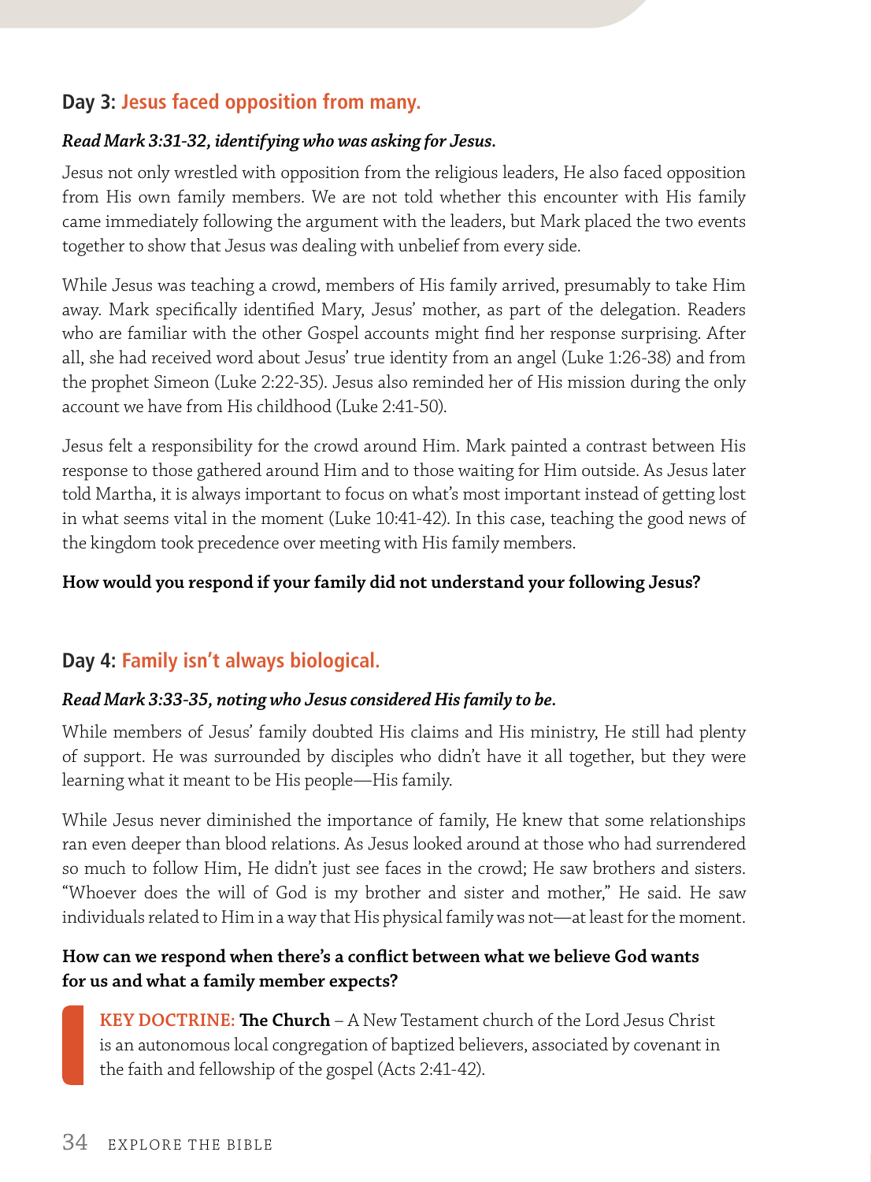## Day 3: Jesus faced opposition from many.

***Read Mark 3:31-32, identifying who was asking for Jesus.***

Jesus not only wrestled with opposition from the religious leaders, He also faced opposition from His own family members. We are not told whether this encounter with His family came immediately following the argument with the leaders, but Mark placed the two events together to show that Jesus was dealing with unbelief from every side.

While Jesus was teaching a crowd, members of His family arrived, presumably to take Him away. Mark specifically identified Mary, Jesus' mother, as part of the delegation. Readers who are familiar with the other Gospel accounts might find her response surprising. After all, she had received word about Jesus' true identity from an angel (Luke 1:26-38) and from the prophet Simeon (Luke 2:22-35). Jesus also reminded her of His mission during the only account we have from His childhood (Luke 2:41-50).

Jesus felt a responsibility for the crowd around Him. Mark painted a contrast between His response to those gathered around Him and to those waiting for Him outside. As Jesus later told Martha, it is always important to focus on what's most important instead of getting lost in what seems vital in the moment (Luke 10:41-42). In this case, teaching the good news of the kingdom took precedence over meeting with His family members.

**How would you respond if your family did not understand your following Jesus?**

## Day 4: Family isn't always biological.

***Read Mark 3:33-35, noting who Jesus considered His family to be.***

While members of Jesus' family doubted His claims and His ministry, He still had plenty of support. He was surrounded by disciples who didn't have it all together, but they were learning what it meant to be His people—His family.

While Jesus never diminished the importance of family, He knew that some relationships ran even deeper than blood relations. As Jesus looked around at those who had surrendered so much to follow Him, He didn't just see faces in the crowd; He saw brothers and sisters. "Whoever does the will of God is my brother and sister and mother," He said. He saw individuals related to Him in a way that His physical family was not—at least for the moment.

**How can we respond when there's a conflict between what we believe God wants for us and what a family member expects?**

> **KEY DOCTRINE: The Church** – A New Testament church of the Lord Jesus Christ is an autonomous local congregation of baptized believers, associated by covenant in the faith and fellowship of the gospel (Acts 2:41-42).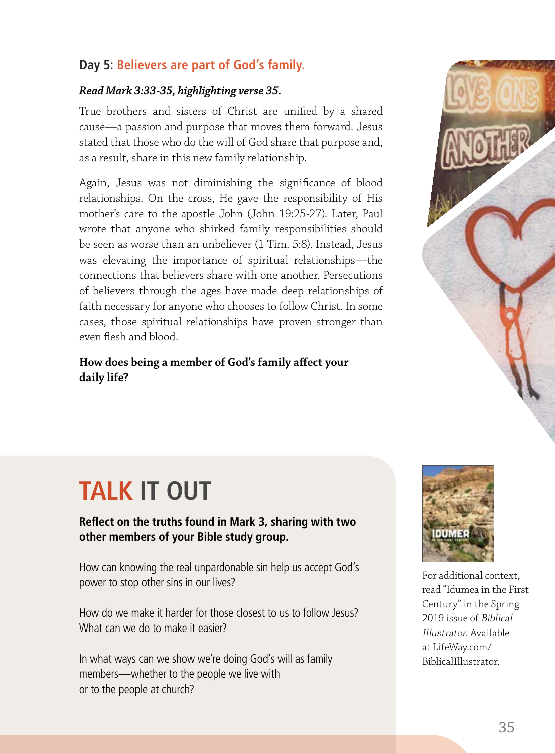## Day 5: Believers are part of God's family.

***Read Mark 3:33-35, highlighting verse 35.***

True brothers and sisters of Christ are unified by a shared cause—a passion and purpose that moves them forward. Jesus stated that those who do the will of God share that purpose and, as a result, share in this new family relationship.

Again, Jesus was not diminishing the significance of blood relationships. On the cross, He gave the responsibility of His mother's care to the apostle John (John 19:25-27). Later, Paul wrote that anyone who shirked family responsibilities should be seen as worse than an unbeliever (1 Tim. 5:8). Instead, Jesus was elevating the importance of spiritual relationships—the connections that believers share with one another. Persecutions of believers through the ages have made deep relationships of faith necessary for anyone who chooses to follow Christ. In some cases, those spiritual relationships have proven stronger than even flesh and blood.

**How does being a member of God's family affect your daily life?**

# TALK IT OUT

**Reflect on the truths found in Mark 3, sharing with two other members of your Bible study group.**

How can knowing the real unpardonable sin help us accept God's power to stop other sins in our lives?

How do we make it harder for those closest to us to follow Jesus? What can we do to make it easier?

In what ways can we show we're doing God's will as family members—whether to the people we live with or to the people at church?

For additional context, read "Idumea in the First Century" in the Spring 2019 issue of *Biblical Illustrator*. Available at LifeWay.com/BiblicalIllustrator.